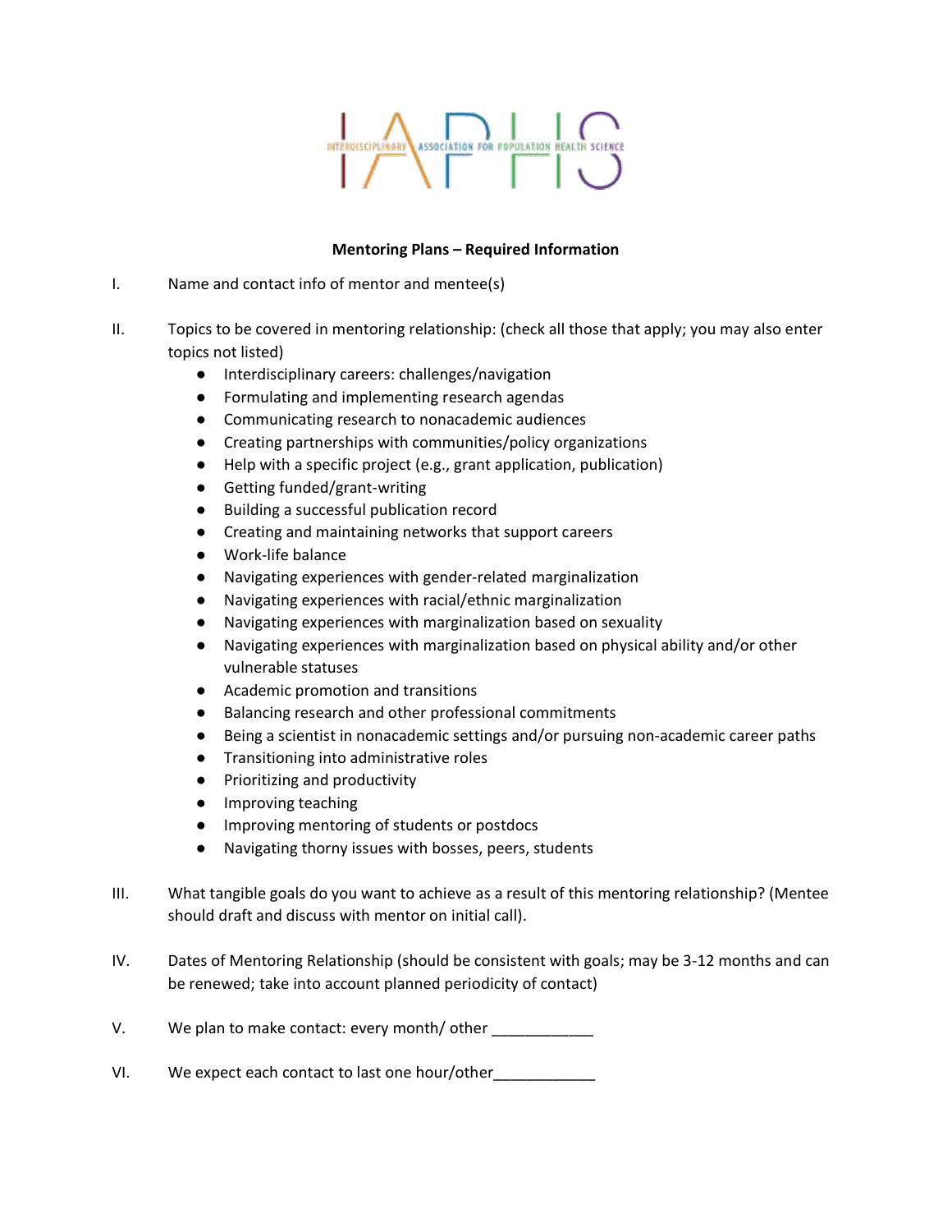# IAPHS

INTERDISCIPLINARY ASSOCIATION FOR POPULATION HEALTH SCIENCE

**Mentoring Plans – Required Information**

I. Name and contact info of mentor and mentee(s)

II. Topics to be covered in mentoring relationship: (check all those that apply; you may also enter topics not listed)

- Interdisciplinary careers: challenges/navigation
- Formulating and implementing research agendas
- Communicating research to nonacademic audiences
- Creating partnerships with communities/policy organizations
- Help with a specific project (e.g., grant application, publication)
- Getting funded/grant-writing
- Building a successful publication record
- Creating and maintaining networks that support careers
- Work-life balance
- Navigating experiences with gender-related marginalization
- Navigating experiences with racial/ethnic marginalization
- Navigating experiences with marginalization based on sexuality
- Navigating experiences with marginalization based on physical ability and/or other vulnerable statuses
- Academic promotion and transitions
- Balancing research and other professional commitments
- Being a scientist in nonacademic settings and/or pursuing non-academic career paths
- Transitioning into administrative roles
- Prioritizing and productivity
- Improving teaching
- Improving mentoring of students or postdocs
- Navigating thorny issues with bosses, peers, students

III. What tangible goals do you want to achieve as a result of this mentoring relationship? (Mentee should draft and discuss with mentor on initial call).

IV. Dates of Mentoring Relationship (should be consistent with goals; may be 3-12 months and can be renewed; take into account planned periodicity of contact)

V. We plan to make contact: every month/ other ____________

VI. We expect each contact to last one hour/other____________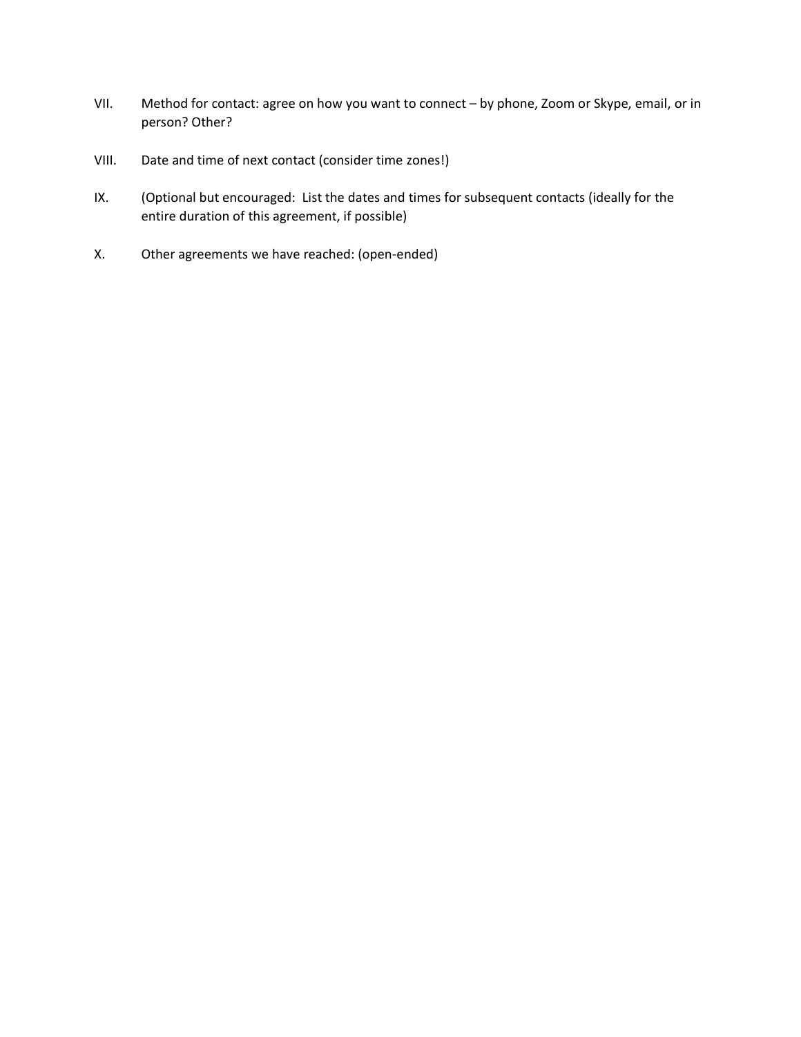VII. Method for contact: agree on how you want to connect – by phone, Zoom or Skype, email, or in person? Other?

VIII. Date and time of next contact (consider time zones!)

IX. (Optional but encouraged: List the dates and times for subsequent contacts (ideally for the entire duration of this agreement, if possible)

X. Other agreements we have reached: (open-ended)